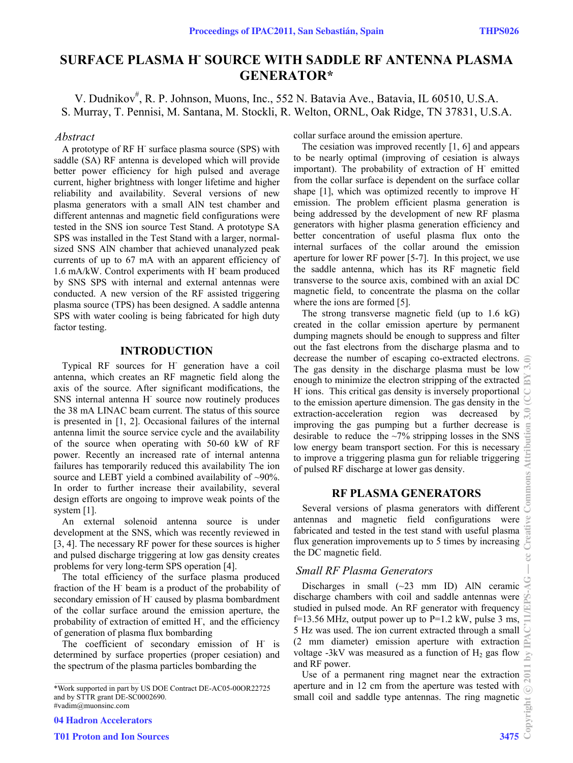# SURFACE PLASMA H- SOURCE WITH SADDLE RF ANTENNA PLASMA GENERATOR*

V. Dudnikov#, R. P. Johnson, Muons, Inc., 552 N. Batavia Ave., Batavia, IL 60510, U.S.A.
S. Murray, T. Pennisi, M. Santana, M. Stockli, R. Welton, ORNL, Oak Ridge, TN 37831, U.S.A.

## *Abstract*

A prototype of RF H- surface plasma source (SPS) with saddle (SA) RF antenna is developed which will provide better power efficiency for high pulsed and average current, higher brightness with longer lifetime and higher reliability and availability. Several versions of new plasma generators with a small AlN test chamber and different antennas and magnetic field configurations were tested in the SNS ion source Test Stand. A prototype SA SPS was installed in the Test Stand with a larger, normal-sized SNS AlN chamber that achieved unanalyzed peak currents of up to 67 mA with an apparent efficiency of 1.6 mA/kW. Control experiments with H- beam produced by SNS SPS with internal and external antennas were conducted. A new version of the RF assisted triggering plasma source (TPS) has been designed. A saddle antenna SPS with water cooling is being fabricated for high duty factor testing.

## INTRODUCTION

Typical RF sources for H- generation have a coil antenna, which creates an RF magnetic field along the axis of the source. After significant modifications, the SNS internal antenna H- source now routinely produces the 38 mA LINAC beam current. The status of this source is presented in [1, 2]. Occasional failures of the internal antenna limit the source service cycle and the availability of the source when operating with 50-60 kW of RF power. Recently an increased rate of internal antenna failures has temporarily reduced this availability The ion source and LEBT yield a combined availability of ~90%. In order to further increase their availability, several design efforts are ongoing to improve weak points of the system [1].

An external solenoid antenna source is under development at the SNS, which was recently reviewed in [3, 4]. The necessary RF power for these sources is higher and pulsed discharge triggering at low gas density creates problems for very long-term SPS operation [4].

The total efficiency of the surface plasma produced fraction of the H- beam is a product of the probability of secondary emission of H- caused by plasma bombardment of the collar surface around the emission aperture, the probability of extraction of emitted H-, and the efficiency of generation of plasma flux bombarding

The coefficient of secondary emission of H- is determined by surface properties (proper cesiation) and the spectrum of the plasma particles bombarding the collar surface around the emission aperture.

The cesiation was improved recently [1, 6] and appears to be nearly optimal (improving of cesiation is always important). The probability of extraction of H- emitted from the collar surface is dependent on the surface collar shape [1], which was optimized recently to improve H- emission. The problem efficient plasma generation is being addressed by the development of new RF plasma generators with higher plasma generation efficiency and better concentration of useful plasma flux onto the internal surfaces of the collar around the emission aperture for lower RF power [5-7]. In this project, we use the saddle antenna, which has its RF magnetic field transverse to the source axis, combined with an axial DC magnetic field, to concentrate the plasma on the collar where the ions are formed [5].

The strong transverse magnetic field (up to 1.6 kG) created in the collar emission aperture by permanent dumping magnets should be enough to suppress and filter out the fast electrons from the discharge plasma and to decrease the number of escaping co-extracted electrons. The gas density in the discharge plasma must be low enough to minimize the electron stripping of the extracted H- ions. This critical gas density is inversely proportional to the emission aperture dimension. The gas density in the extraction-acceleration region was decreased by improving the gas pumping but a further decrease is desirable to reduce the ~7% stripping losses in the SNS low energy beam transport section. For this is necessary to improve a triggering plasma gun for reliable triggering of pulsed RF discharge at lower gas density.

## RF PLASMA GENERATORS

Several versions of plasma generators with different antennas and magnetic field configurations were fabricated and tested in the test stand with useful plasma flux generation improvements up to 5 times by increasing the DC magnetic field.

### *Small RF Plasma Generators*

Discharges in small (~23 mm ID) AlN ceramic discharge chambers with coil and saddle antennas were studied in pulsed mode. An RF generator with frequency f=13.56 MHz, output power up to P=1.2 kW, pulse 3 ms, 5 Hz was used. The ion current extracted through a small (2 mm diameter) emission aperture with extraction voltage -3kV was measured as a function of $H_2$ gas flow and RF power.

Use of a permanent ring magnet near the extraction aperture and in 12 cm from the aperture was tested with small coil and saddle type antennas. The ring magnetic

---

*Work supported in part by US DOE Contract DE-AC05-00OR22725 and by STTR grant DE-SC0002690.
#vadim@muonsinc.com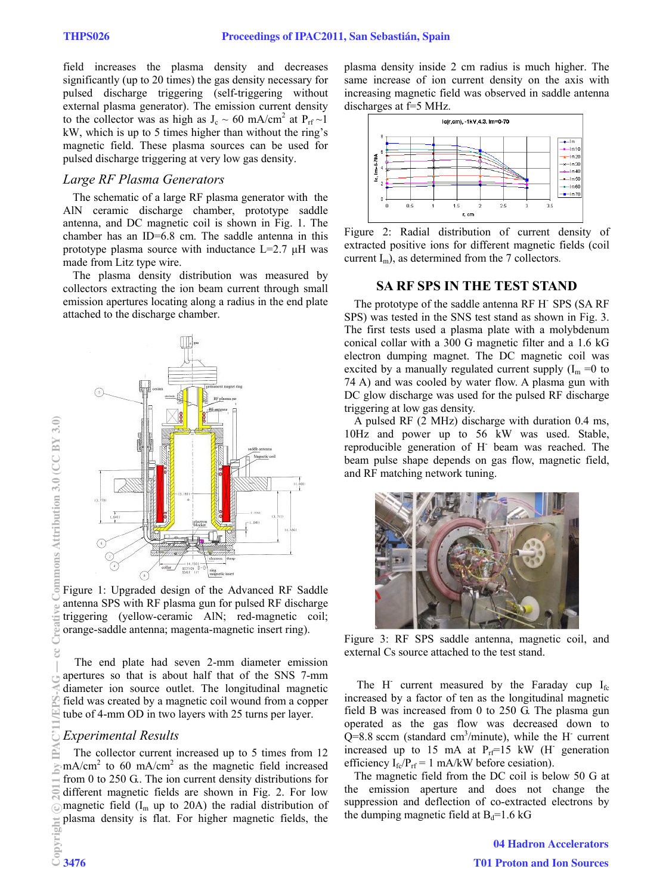field increases the plasma density and decreases significantly (up to 20 times) the gas density necessary for pulsed discharge triggering (self-triggering without external plasma generator). The emission current density to the collector was as high as $J_c \sim 60$ mA/cm$^2$ at $P_{rf} \sim 1$ kW, which is up to 5 times higher than without the ring's magnetic field. These plasma sources can be used for pulsed discharge triggering at very low gas density.

### *Large RF Plasma Generators*

The schematic of a large RF plasma generator with the AlN ceramic discharge chamber, prototype saddle antenna, and DC magnetic coil is shown in Fig. 1. The chamber has an ID=6.8 cm. The saddle antenna in this prototype plasma source with inductance L=2.7 μH was made from Litz type wire.

The plasma density distribution was measured by collectors extracting the ion beam current through small emission apertures locating along a radius in the end plate attached to the discharge chamber.

Figure 1: Upgraded design of the Advanced RF Saddle antenna SPS with RF plasma gun for pulsed RF discharge triggering (yellow-ceramic AlN; red-magnetic coil; orange-saddle antenna; magenta-magnetic insert ring).

The end plate had seven 2-mm diameter emission apertures so that is about half that of the SNS 7-mm diameter ion source outlet. The longitudinal magnetic field was created by a magnetic coil wound from a copper tube of 4-mm OD in two layers with 25 turns per layer.

### *Experimental Results*

The collector current increased up to 5 times from 12 mA/cm$^2$ to 60 mA/cm$^2$ as the magnetic field increased from 0 to 250 G.. The ion current density distributions for different magnetic fields are shown in Fig. 2. For low magnetic field ($I_m$ up to 20A) the radial distribution of plasma density is flat. For higher magnetic fields, the plasma density inside 2 cm radius is much higher. The same increase of ion current density on the axis with increasing magnetic field was observed in saddle antenna discharges at f=5 MHz.

Figure 2: Radial distribution of current density of extracted positive ions for different magnetic fields (coil current $I_m$), as determined from the 7 collectors.

## SA RF SPS IN THE TEST STAND

The prototype of the saddle antenna RF H$^-$ SPS (SA RF SPS) was tested in the SNS test stand as shown in Fig. 3. The first tests used a plasma plate with a molybdenum conical collar with a 300 G magnetic filter and a 1.6 kG electron dumping magnet. The DC magnetic coil was excited by a manually regulated current supply ($I_m$ =0 to 74 A) and was cooled by water flow. A plasma gun with DC glow discharge was used for the pulsed RF discharge triggering at low gas density.

A pulsed RF (2 MHz) discharge with duration 0.4 ms, 10Hz and power up to 56 kW was used. Stable, reproducible generation of H$^-$ beam was reached. The beam pulse shape depends on gas flow, magnetic field, and RF matching network tuning.

Figure 3: RF SPS saddle antenna, magnetic coil, and external Cs source attached to the test stand.

The H$^-$ current measured by the Faraday cup $I_{fc}$ increased by a factor of ten as the longitudinal magnetic field B was increased from 0 to 250 G. The plasma gun operated as the gas flow was decreased down to Q=8.8 sccm (standard cm$^3$/minute), while the H$^-$ current increased up to 15 mA at $P_{rf}$=15 kW (H$^-$ generation efficiency $I_{fc}/P_{rf}$ = 1 mA/kW before cesiation).

The magnetic field from the DC coil is below 50 G at the emission aperture and does not change the suppression and deflection of co-extracted electrons by the dumping magnetic field at $B_d$=1.6 kG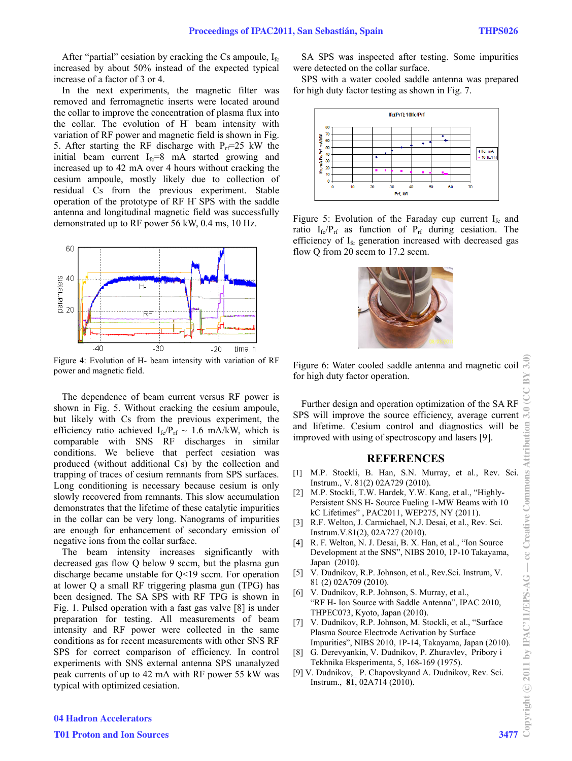After "partial" cesiation by cracking the Cs ampoule, $I_{fc}$ increased by about 50% instead of the expected typical increase of a factor of 3 or 4.

In the next experiments, the magnetic filter was removed and ferromagnetic inserts were located around the collar to improve the concentration of plasma flux into the collar. The evolution of $H^-$ beam intensity with variation of RF power and magnetic field is shown in Fig. 5. After starting the RF discharge with $P_{rf}$=25 kW the initial beam current $I_{fc}$=8 mA started growing and increased up to 42 mA over 4 hours without cracking the cesium ampoule, mostly likely due to collection of residual Cs from the previous experiment. Stable operation of the prototype of RF $H^-$ SPS with the saddle antenna and longitudinal magnetic field was successfully demonstrated up to RF power 56 kW, 0.4 ms, 10 Hz.

60
40
20
parameters
H-
RF
-40
-30
-20
time, h

Figure 4: Evolution of H- beam intensity with variation of RF power and magnetic field.

The dependence of beam current versus RF power is shown in Fig. 5. Without cracking the cesium ampoule, but likely with Cs from the previous experiment, the efficiency ratio achieved $I_{fc}/P_{rf}$ ~ 1.6 mA/kW, which is comparable with SNS RF discharges in similar conditions. We believe that perfect cesiation was produced (without additional Cs) by the collection and trapping of traces of cesium remnants from SPS surfaces. Long conditioning is necessary because cesium is only slowly recovered from remnants. This slow accumulation demonstrates that the lifetime of these catalytic impurities in the collar can be very long. Nanograms of impurities are enough for enhancement of secondary emission of negative ions from the collar surface.

The beam intensity increases significantly with decreased gas flow Q below 9 sccm, but the plasma gun discharge became unstable for Q<19 sccm. For operation at lower Q a small RF triggering plasma gun (TPG) has been designed. The SA SPS with RF TPG is shown in Fig. 1. Pulsed operation with a fast gas valve [8] is under preparation for testing. All measurements of beam intensity and RF power were collected under the same conditions as for recent measurements with other SNS RF SPS for correct comparison of efficiency. In control experiments with SNS external antenna SPS unanalyzed peak currents of up to 42 mA with RF power 55 kW was typical with optimized cesiation.

SA SPS was inspected after testing. Some impurities were detected on the collar surface.

SPS with a water cooled saddle antenna was prepared for high duty factor testing as shown in Fig. 7.

Ifc(Prf); 10Ifc/Prf
Ifc, mA; Ifc/Prf, mA/kW
80
70
60
50
40
30
20
10
0
0
10
20
30
40
50
60
70
Prf, kW
Fc, mA
10 Ifc/Prf

Figure 5: Evolution of the Faraday cup current $I_{fc}$ and ratio $I_{fc}/P_{rf}$ as function of $P_{rf}$ during cesiation. The efficiency of $I_{fc}$ generation increased with decreased gas flow Q from 20 sccm to 17.2 sccm.

Figure 6: Water cooled saddle antenna and magnetic coil for high duty factor operation.

Further design and operation optimization of the SA RF SPS will improve the source efficiency, average current and lifetime. Cesium control and diagnostics will be improved with using of spectroscopy and lasers [9].

## REFERENCES

[1] M.P. Stockli, B. Han, S.N. Murray, et al., Rev. Sci. Instrum., V. 81(2) 02A729 (2010).

[2] M.P. Stockli, T.W. Hardek, Y.W. Kang, et al., "Highly-Persistent SNS H- Source Fueling 1-MW Beams with 10 kC Lifetimes" , PAC2011, WEP275, NY (2011).

[3] R.F. Welton, J. Carmichael, N.J. Desai, et al., Rev. Sci. Instrum.V.81(2), 02A727 (2010).

[4] R. F. Welton, N. J. Desai, B. X. Han, et al., "Ion Source Development at the SNS", NIBS 2010, 1P-10 Takayama, Japan (2010).

[5] V. Dudnikov, R.P. Johnson, et al., Rev.Sci. Instrum, V. 81 (2) 02A709 (2010).

[6] V. Dudnikov, R.P. Johnson, S. Murray, et al., "RF H- Ion Source with Saddle Antenna", IPAC 2010, THPEC073, Kyoto, Japan (2010).

[7] V. Dudnikov, R.P. Johnson, M. Stockli, et al., "Surface Plasma Source Electrode Activation by Surface Impurities", NIBS 2010, 1P-14, Takayama, Japan (2010).

[8] G. Derevyankin, V. Dudnikov, P. Zhuravlev, Pribory i Tekhnika Eksperimenta, 5, 168-169 (1975).

[9] V. Dudnikov, P. Chapovskyand A. Dudnikov, Rev. Sci. Instrum., **81**, 02A714 (2010).